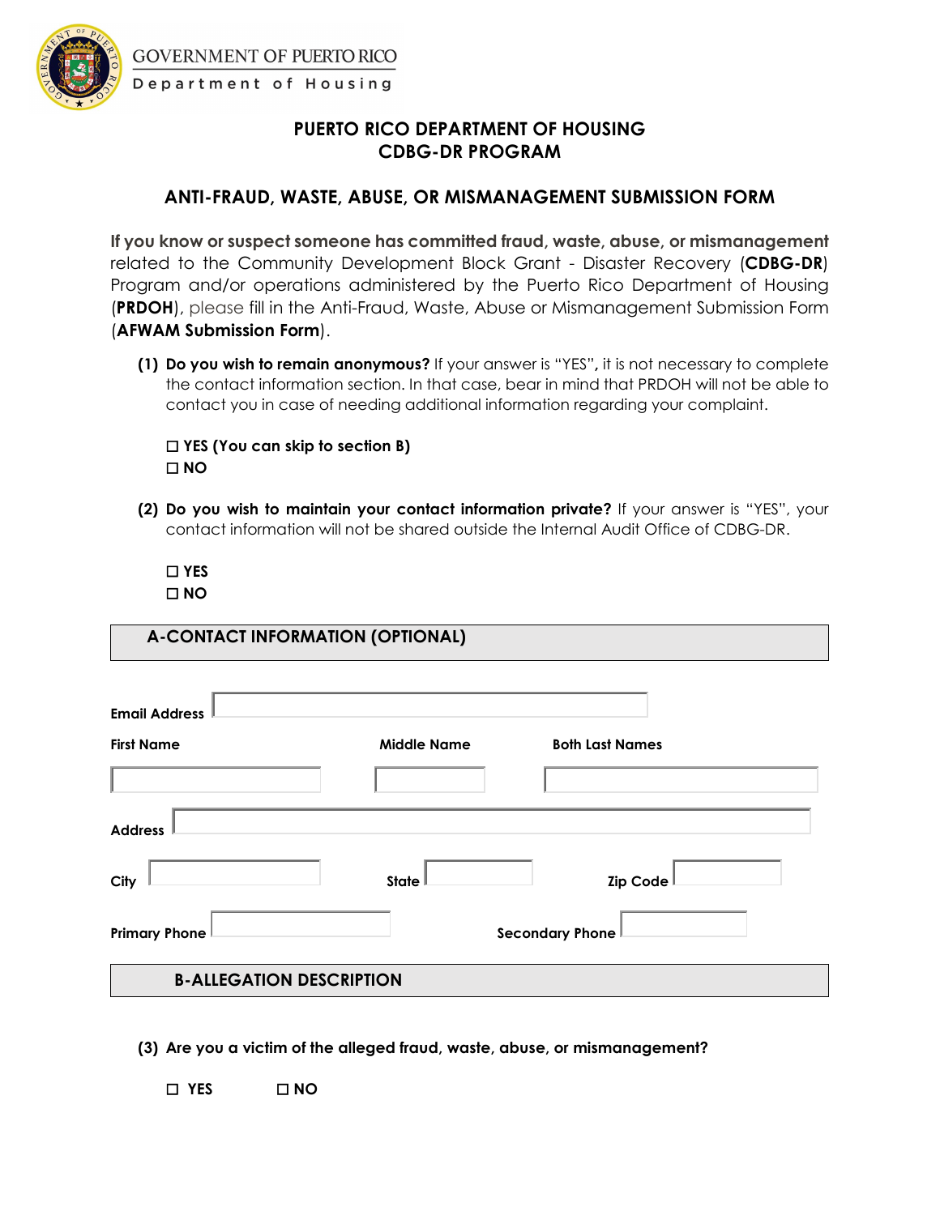GOVERNMENT OF PUERTO RICO
Department of Housing

## PUERTO RICO DEPARTMENT OF HOUSING
## CDBG-DR PROGRAM

## ANTI-FRAUD, WASTE, ABUSE, OR MISMANAGEMENT SUBMISSION FORM

**If you know or suspect someone has committed fraud, waste, abuse, or mismanagement** related to the Community Development Block Grant - Disaster Recovery (**CDBG-DR**) Program and/or operations administered by the Puerto Rico Department of Housing (**PRDOH**), please fill in the Anti-Fraud, Waste, Abuse or Mismanagement Submission Form (**AFWAM Submission Form**).

**(1) Do you wish to remain anonymous?** If your answer is "YES**",** it is not necessary to complete the contact information section. In that case, bear in mind that PRDOH will not be able to contact you in case of needing additional information regarding your complaint.

☐ **YES (You can skip to section B)**
☐ **NO**

**(2) Do you wish to maintain your contact information private?** If your answer is "YES", your contact information will not be shared outside the Internal Audit Office of CDBG-DR.

☐ **YES**
☐ **NO**

### A-CONTACT INFORMATION (OPTIONAL)

**Email Address** ______________________

**First Name** ______________ **Middle Name** ______________ **Both Last Names** ______________

**Address** ______________________

**City** ______________ **State** ______________ **Zip Code** ______________

**Primary Phone** ______________ **Secondary Phone** ______________

### B-ALLEGATION DESCRIPTION

**(3) Are you a victim of the alleged fraud, waste, abuse, or mismanagement?**

☐ **YES** ☐ **NO**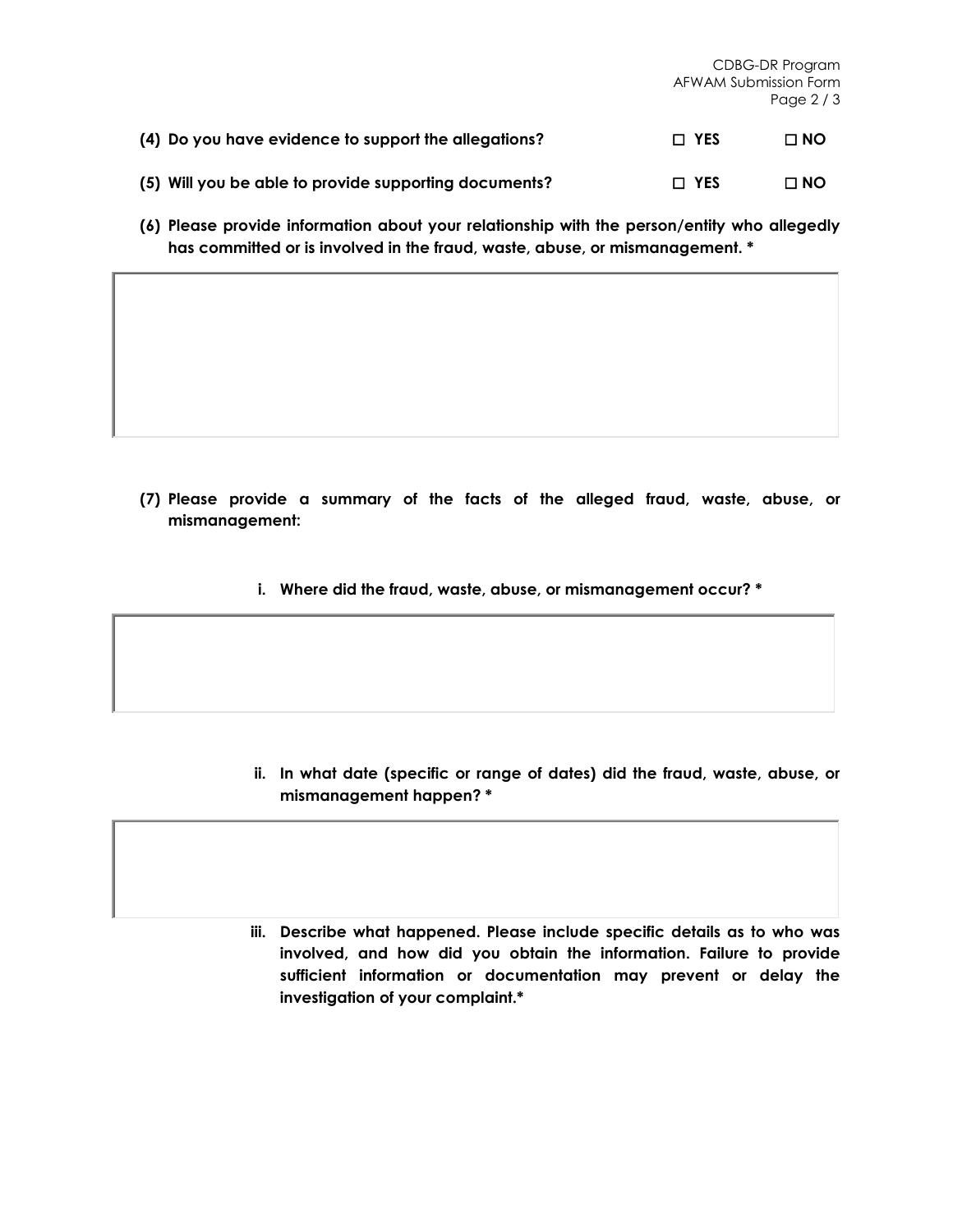**(4) Do you have evidence to support the allegations?** ☐ **YES** ☐ **NO**

**(5) Will you be able to provide supporting documents?** ☐ **YES** ☐ **NO**

**(6) Please provide information about your relationship with the person/entity who allegedly has committed or is involved in the fraud, waste, abuse, or mismanagement. ***

**(7) Please provide a summary of the facts of the alleged fraud, waste, abuse, or mismanagement:**

**i. Where did the fraud, waste, abuse, or mismanagement occur? ***

**ii. In what date (specific or range of dates) did the fraud, waste, abuse, or mismanagement happen? ***

**iii. Describe what happened. Please include specific details as to who was involved, and how did you obtain the information. Failure to provide sufficient information or documentation may prevent or delay the investigation of your complaint.***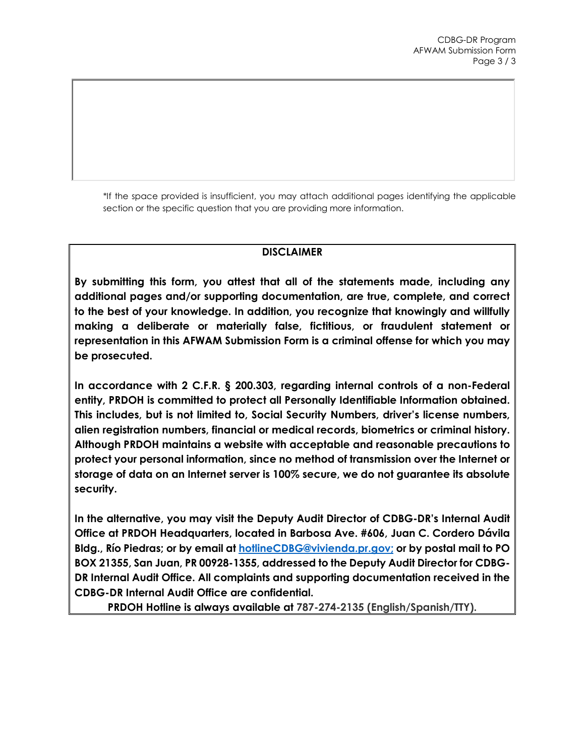*If the space provided is insufficient, you may attach additional pages identifying the applicable section or the specific question that you are providing more information.

**DISCLAIMER**

**By submitting this form, you attest that all of the statements made, including any additional pages and/or supporting documentation, are true, complete, and correct to the best of your knowledge. In addition, you recognize that knowingly and willfully making a deliberate or materially false, fictitious, or fraudulent statement or representation in this AFWAM Submission Form is a criminal offense for which you may be prosecuted.**

**In accordance with 2 C.F.R. § 200.303, regarding internal controls of a non-Federal entity, PRDOH is committed to protect all Personally Identifiable Information obtained. This includes, but is not limited to, Social Security Numbers, driver's license numbers, alien registration numbers, financial or medical records, biometrics or criminal history. Although PRDOH maintains a website with acceptable and reasonable precautions to protect your personal information, since no method of transmission over the Internet or storage of data on an Internet server is 100% secure, we do not guarantee its absolute security.**

**In the alternative, you may visit the Deputy Audit Director of CDBG-DR's Internal Audit Office at PRDOH Headquarters, located in Barbosa Ave. #606, Juan C. Cordero Dávila Bldg., Río Piedras; or by email at hotlineCDBG@vivienda.pr.gov; or by postal mail to PO BOX 21355, San Juan, PR 00928-1355, addressed to the Deputy Audit Director for CDBG-DR Internal Audit Office. All complaints and supporting documentation received in the CDBG-DR Internal Audit Office are confidential.**

**PRDOH Hotline is always available at 787-274-2135 (English/Spanish/TTY).**